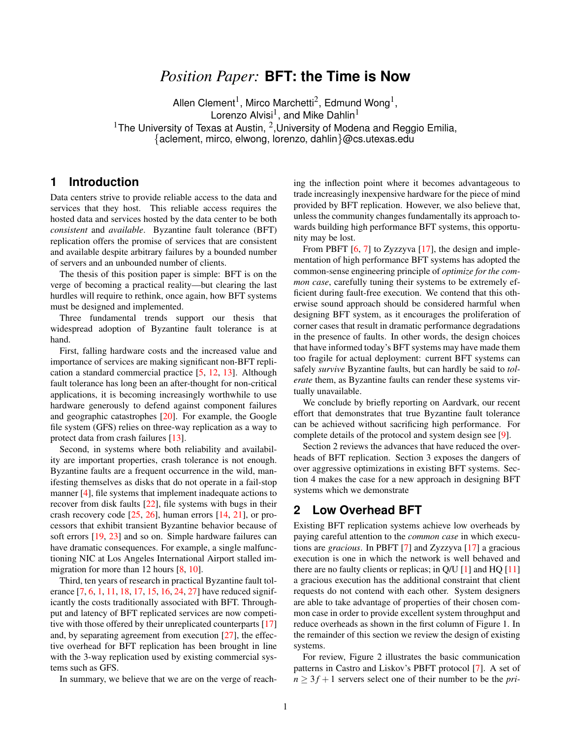# *Position Paper:* **BFT: the Time is Now**

Allen Clement[1], Mirco Marchetti[2], Edmund Wong[1], Lorenzo Alvisi[1], and Mike Dahlin[1]

[1]The University of Texas at Austin, [2]University of Modena and Reggio Emilia, {aclement, mirco, elwong, lorenzo, dahlin}@cs.utexas.edu

## 1 Introduction

Data centers strive to provide reliable access to the data and services that they host. This reliable access requires the hosted data and services hosted by the data center to be both *consistent* and *available*. Byzantine fault tolerance (BFT) replication offers the promise of services that are consistent and available despite arbitrary failures by a bounded number of servers and an unbounded number of clients.

The thesis of this position paper is simple: BFT is on the verge of becoming a practical reality—but clearing the last hurdles will require to rethink, once again, how BFT systems must be designed and implemented.

Three fundamental trends support our thesis that widespread adoption of Byzantine fault tolerance is at hand.

First, falling hardware costs and the increased value and importance of services are making significant non-BFT replication a standard commercial practice [5, 12, 13]. Although fault tolerance has long been an after-thought for non-critical applications, it is becoming increasingly worthwhile to use hardware generously to defend against component failures and geographic catastrophes [20]. For example, the Google file system (GFS) relies on three-way replication as a way to protect data from crash failures [13].

Second, in systems where both reliability and availability are important properties, crash tolerance is not enough. Byzantine faults are a frequent occurrence in the wild, manifesting themselves as disks that do not operate in a fail-stop manner [4], file systems that implement inadequate actions to recover from disk faults [22], file systems with bugs in their crash recovery code [25, 26], human errors [14, 21], or processors that exhibit transient Byzantine behavior because of soft errors [19, 23] and so on. Simple hardware failures can have dramatic consequences. For example, a single malfunctioning NIC at Los Angeles International Airport stalled immigration for more than 12 hours [8, 10].

Third, ten years of research in practical Byzantine fault tolerance [7, 6, 1, 11, 18, 17, 15, 16, 24, 27] have reduced significantly the costs traditionally associated with BFT. Throughput and latency of BFT replicated services are now competitive with those offered by their unreplicated counterparts [17] and, by separating agreement from execution [27], the effective overhead for BFT replication has been brought in line with the 3-way replication used by existing commercial systems such as GFS.

In summary, we believe that we are on the verge of reaching the inflection point where it becomes advantageous to trade increasingly inexpensive hardware for the piece of mind provided by BFT replication. However, we also believe that, unless the community changes fundamentally its approach towards building high performance BFT systems, this opportunity may be lost.

From PBFT [6, 7] to Zyzzyva [17], the design and implementation of high performance BFT systems has adopted the common-sense engineering principle of *optimize for the common case*, carefully tuning their systems to be extremely efficient during fault-free execution. We contend that this otherwise sound approach should be considered harmful when designing BFT system, as it encourages the proliferation of corner cases that result in dramatic performance degradations in the presence of faults. In other words, the design choices that have informed today's BFT systems may have made them too fragile for actual deployment: current BFT systems can safely *survive* Byzantine faults, but can hardly be said to *tolerate* them, as Byzantine faults can render these systems virtually unavailable.

We conclude by briefly reporting on Aardvark, our recent effort that demonstrates that true Byzantine fault tolerance can be achieved without sacrificing high performance. For complete details of the protocol and system design see [9].

Section 2 reviews the advances that have reduced the overheads of BFT replication. Section 3 exposes the dangers of over aggressive optimizations in existing BFT systems. Section 4 makes the case for a new approach in designing BFT systems which we demonstrate

## 2 Low Overhead BFT

Existing BFT replication systems achieve low overheads by paying careful attention to the *common case* in which executions are *gracious*. In PBFT [7] and Zyzzyva [17] a gracious execution is one in which the network is well behaved and there are no faulty clients or replicas; in Q/U [1] and HQ [11] a gracious execution has the additional constraint that client requests do not contend with each other. System designers are able to take advantage of properties of their chosen common case in order to provide excellent system throughput and reduce overheads as shown in the first column of Figure 1. In the remainder of this section we review the design of existing systems.

For review, Figure 2 illustrates the basic communication patterns in Castro and Liskov's PBFT protocol [7]. A set of $n \geq 3f+1$ servers select one of their number to be the *pri-*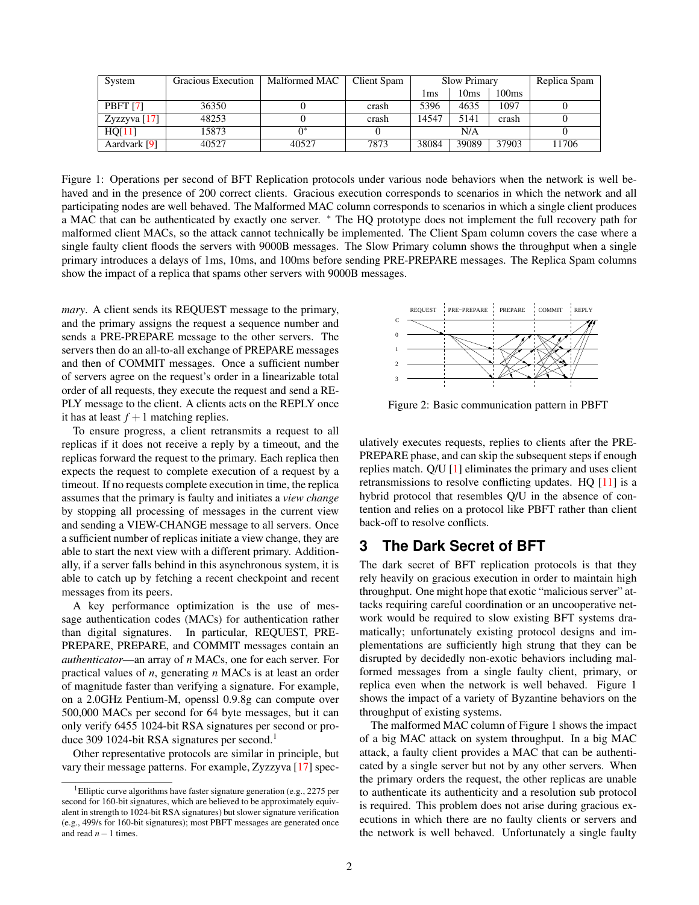| System | Gracious Execution | Malformed MAC | Client Spam | Slow Primary | | | Replica Spam |
|---|---|---|---|---|---|---|---|
| | | | | 1ms | 10ms | 100ms | |
| PBFT [7] | 36350 | 0 | crash | 5396 | 4635 | 1097 | 0 |
| Zyzzyva [17] | 48253 | 0 | crash | 14547 | 5141 | crash | 0 |
| HQ[11] | 15873 | 0* | 0 | N/A | | | 0 |
| Aardvark [9] | 40527 | 40527 | 7873 | 38084 | 39089 | 37903 | 11706 |

Figure 1: Operations per second of BFT Replication protocols under various node behaviors when the network is well behaved and in the presence of 200 correct clients. Gracious execution corresponds to scenarios in which the network and all participating nodes are well behaved. The Malformed MAC column corresponds to scenarios in which a single client produces a MAC that can be authenticated by exactly one server. * The HQ prototype does not implement the full recovery path for malformed client MACs, so the attack cannot technically be implemented. The Client Spam column covers the case where a single faulty client floods the servers with 9000B messages. The Slow Primary column shows the throughput when a single primary introduces a delays of 1ms, 10ms, and 100ms before sending PRE-PREPARE messages. The Replica Spam columns show the impact of a replica that spams other servers with 9000B messages.

*mary*. A client sends its REQUEST message to the primary, and the primary assigns the request a sequence number and sends a PRE-PREPARE message to the other servers. The servers then do an all-to-all exchange of PREPARE messages and then of COMMIT messages. Once a sufficient number of servers agree on the request's order in a linearizable total order of all requests, they execute the request and send a REPLY message to the client. A clients acts on the REPLY once it has at least $f+1$ matching replies.

To ensure progress, a client retransmits a request to all replicas if it does not receive a reply by a timeout, and the replicas forward the request to the primary. Each replica then expects the request to complete execution of a request by a timeout. If no requests complete execution in time, the replica assumes that the primary is faulty and initiates a *view change* by stopping all processing of messages in the current view and sending a VIEW-CHANGE message to all servers. Once a sufficient number of replicas initiate a view change, they are able to start the next view with a different primary. Additionally, if a server falls behind in this asynchronous system, it is able to catch up by fetching a recent checkpoint and recent messages from its peers.

A key performance optimization is the use of message authentication codes (MACs) for authentication rather than digital signatures. In particular, REQUEST, PRE-PREPARE, PREPARE, and COMMIT messages contain an *authenticator*—an array of *n* MACs, one for each server. For practical values of *n*, generating *n* MACs is at least an order of magnitude faster than verifying a signature. For example, on a 2.0GHz Pentium-M, openssl 0.9.8g can compute over 500,000 MACs per second for 64 byte messages, but it can only verify 6455 1024-bit RSA signatures per second or produce 309 1024-bit RSA signatures per second.[1]

Other representative protocols are similar in principle, but vary their message patterns. For example, Zyzzyva [17] speculatively executes requests, replies to clients after the PRE-PREPARE phase, and can skip the subsequent steps if enough replies match. Q/U [1] eliminates the primary and uses client retransmissions to resolve conflicting updates. HQ [11] is a hybrid protocol that resembles Q/U in the absence of contention and relies on a protocol like PBFT rather than client back-off to resolve conflicts.

Figure 2: Basic communication pattern in PBFT

## 3 The Dark Secret of BFT

The dark secret of BFT replication protocols is that they rely heavily on gracious execution in order to maintain high throughput. One might hope that exotic "malicious server" attacks requiring careful coordination or an uncooperative network would be required to slow existing BFT systems dramatically; unfortunately existing protocol designs and implementations are sufficiently high strung that they can be disrupted by decidedly non-exotic behaviors including malformed messages from a single faulty client, primary, or replica even when the network is well behaved. Figure 1 shows the impact of a variety of Byzantine behaviors on the throughput of existing systems.

The malformed MAC column of Figure 1 shows the impact of a big MAC attack on system throughput. In a big MAC attack, a faulty client provides a MAC that can be authenticated by a single server but not by any other servers. When the primary orders the request, the other replicas are unable to authenticate its authenticity and a resolution sub protocol is required. This problem does not arise during gracious executions in which there are no faulty clients or servers and the network is well behaved. Unfortunately a single faulty

[1] Elliptic curve algorithms have faster signature generation (e.g., 2275 per second for 160-bit signatures, which are believed to be approximately equivalent in strength to 1024-bit RSA signatures) but slower signature verification (e.g., 499/s for 160-bit signatures); most PBFT messages are generated once and read $n-1$ times.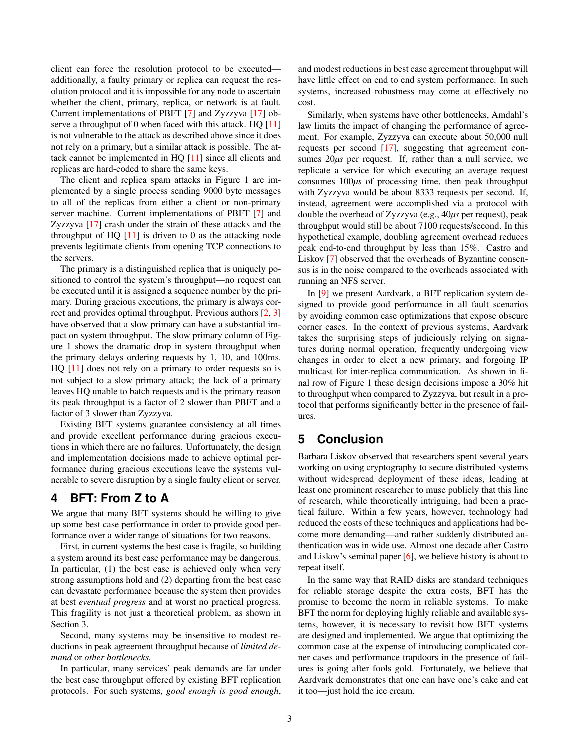client can force the resolution protocol to be executed—additionally, a faulty primary or replica can request the resolution protocol and it is impossible for any node to ascertain whether the client, primary, replica, or network is at fault. Current implementations of PBFT [7] and Zyzzyva [17] observe a throughput of 0 when faced with this attack. HQ [11] is not vulnerable to the attack as described above since it does not rely on a primary, but a similar attack is possible. The attack cannot be implemented in HQ [11] since all clients and replicas are hard-coded to share the same keys.

The client and replica spam attacks in Figure 1 are implemented by a single process sending 9000 byte messages to all of the replicas from either a client or non-primary server machine. Current implementations of PBFT [7] and Zyzzyva [17] crash under the strain of these attacks and the throughput of HQ [11] is driven to 0 as the attacking node prevents legitimate clients from opening TCP connections to the servers.

The primary is a distinguished replica that is uniquely positioned to control the system's throughput—no request can be executed until it is assigned a sequence number by the primary. During gracious executions, the primary is always correct and provides optimal throughput. Previous authors [2, 3] have observed that a slow primary can have a substantial impact on system throughput. The slow primary column of Figure 1 shows the dramatic drop in system throughput when the primary delays ordering requests by 1, 10, and 100ms. HQ [11] does not rely on a primary to order requests so is not subject to a slow primary attack; the lack of a primary leaves HQ unable to batch requests and is the primary reason its peak throughput is a factor of 2 slower than PBFT and a factor of 3 slower than Zyzzyva.

Existing BFT systems guarantee consistency at all times and provide excellent performance during gracious executions in which there are no failures. Unfortunately, the design and implementation decisions made to achieve optimal performance during gracious executions leave the systems vulnerable to severe disruption by a single faulty client or server.

## 4 BFT: From Z to A

We argue that many BFT systems should be willing to give up some best case performance in order to provide good performance over a wider range of situations for two reasons.

First, in current systems the best case is fragile, so building a system around its best case performance may be dangerous. In particular, (1) the best case is achieved only when very strong assumptions hold and (2) departing from the best case can devastate performance because the system then provides at best *eventual progress* and at worst no practical progress. This fragility is not just a theoretical problem, as shown in Section 3.

Second, many systems may be insensitive to modest reductions in peak agreement throughput because of *limited demand* or *other bottlenecks.*

In particular, many services' peak demands are far under the best case throughput offered by existing BFT replication protocols. For such systems, *good enough is good enough*, and modest reductions in best case agreement throughput will have little effect on end to end system performance. In such systems, increased robustness may come at effectively no cost.

Similarly, when systems have other bottlenecks, Amdahl's law limits the impact of changing the performance of agreement. For example, Zyzzyva can execute about 50,000 null requests per second [17], suggesting that agreement consumes $20\mu s$ per request. If, rather than a null service, we replicate a service for which executing an average request consumes $100\mu s$ of processing time, then peak throughput with Zyzzyva would be about 8333 requests per second. If, instead, agreement were accomplished via a protocol with double the overhead of Zyzzyva (e.g., $40\mu s$ per request), peak throughput would still be about 7100 requests/second. In this hypothetical example, doubling agreement overhead reduces peak end-to-end throughput by less than 15%. Castro and Liskov [7] observed that the overheads of Byzantine consensus is in the noise compared to the overheads associated with running an NFS server.

In [9] we present Aardvark, a BFT replication system designed to provide good performance in all fault scenarios by avoiding common case optimizations that expose obscure corner cases. In the context of previous systems, Aardvark takes the surprising steps of judiciously relying on signatures during normal operation, frequently undergoing view changes in order to elect a new primary, and forgoing IP multicast for inter-replica communication. As shown in final row of Figure 1 these design decisions impose a 30% hit to throughput when compared to Zyzzyva, but result in a protocol that performs significantly better in the presence of failures.

## 5 Conclusion

Barbara Liskov observed that researchers spent several years working on using cryptography to secure distributed systems without widespread deployment of these ideas, leading at least one prominent researcher to muse publicly that this line of research, while theoretically intriguing, had been a practical failure. Within a few years, however, technology had reduced the costs of these techniques and applications had become more demanding—and rather suddenly distributed authentication was in wide use. Almost one decade after Castro and Liskov's seminal paper [6], we believe history is about to repeat itself.

In the same way that RAID disks are standard techniques for reliable storage despite the extra costs, BFT has the promise to become the norm in reliable systems. To make BFT the norm for deploying highly reliable and available systems, however, it is necessary to revisit how BFT systems are designed and implemented. We argue that optimizing the common case at the expense of introducing complicated corner cases and performance trapdoors in the presence of failures is going after fools gold. Fortunately, we believe that Aardvark demonstrates that one can have one's cake and eat it too—just hold the ice cream.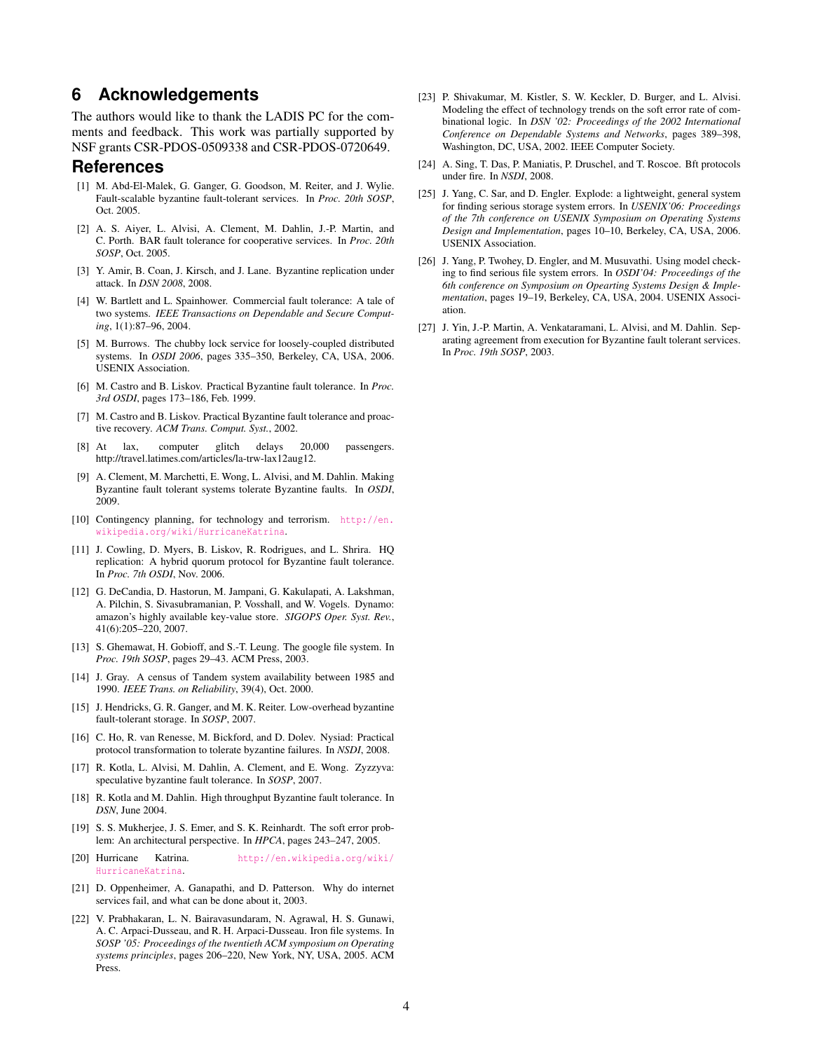## 6 Acknowledgements

The authors would like to thank the LADIS PC for the comments and feedback. This work was partially supported by NSF grants CSR-PDOS-0509338 and CSR-PDOS-0720649.

## References

[1] M. Abd-El-Malek, G. Ganger, G. Goodson, M. Reiter, and J. Wylie. Fault-scalable byzantine fault-tolerant services. In *Proc. 20th SOSP*, Oct. 2005.

[2] A. S. Aiyer, L. Alvisi, A. Clement, M. Dahlin, J.-P. Martin, and C. Porth. BAR fault tolerance for cooperative services. In *Proc. 20th SOSP*, Oct. 2005.

[3] Y. Amir, B. Coan, J. Kirsch, and J. Lane. Byzantine replication under attack. In *DSN 2008*, 2008.

[4] W. Bartlett and L. Spainhower. Commercial fault tolerance: A tale of two systems. *IEEE Transactions on Dependable and Secure Computing*, 1(1):87–96, 2004.

[5] M. Burrows. The chubby lock service for loosely-coupled distributed systems. In *OSDI 2006*, pages 335–350, Berkeley, CA, USA, 2006. USENIX Association.

[6] M. Castro and B. Liskov. Practical Byzantine fault tolerance. In *Proc. 3rd OSDI*, pages 173–186, Feb. 1999.

[7] M. Castro and B. Liskov. Practical Byzantine fault tolerance and proactive recovery. *ACM Trans. Comput. Syst.*, 2002.

[8] At lax, computer glitch delays 20,000 passengers. http://travel.latimes.com/articles/la-trw-lax12aug12.

[9] A. Clement, M. Marchetti, E. Wong, L. Alvisi, and M. Dahlin. Making Byzantine fault tolerant systems tolerate Byzantine faults. In *OSDI*, 2009.

[10] Contingency planning, for technology and terrorism. http://en.wikipedia.org/wiki/HurricaneKatrina.

[11] J. Cowling, D. Myers, B. Liskov, R. Rodrigues, and L. Shrira. HQ replication: A hybrid quorum protocol for Byzantine fault tolerance. In *Proc. 7th OSDI*, Nov. 2006.

[12] G. DeCandia, D. Hastorun, M. Jampani, G. Kakulapati, A. Lakshman, A. Pilchin, S. Sivasubramanian, P. Vosshall, and W. Vogels. Dynamo: amazon's highly available key-value store. *SIGOPS Oper. Syst. Rev.*, 41(6):205–220, 2007.

[13] S. Ghemawat, H. Gobioff, and S.-T. Leung. The google file system. In *Proc. 19th SOSP*, pages 29–43. ACM Press, 2003.

[14] J. Gray. A census of Tandem system availability between 1985 and 1990. *IEEE Trans. on Reliability*, 39(4), Oct. 2000.

[15] J. Hendricks, G. R. Ganger, and M. K. Reiter. Low-overhead byzantine fault-tolerant storage. In *SOSP*, 2007.

[16] C. Ho, R. van Renesse, M. Bickford, and D. Dolev. Nysiad: Practical protocol transformation to tolerate byzantine failures. In *NSDI*, 2008.

[17] R. Kotla, L. Alvisi, M. Dahlin, A. Clement, and E. Wong. Zyzzyva: speculative byzantine fault tolerance. In *SOSP*, 2007.

[18] R. Kotla and M. Dahlin. High throughput Byzantine fault tolerance. In *DSN*, June 2004.

[19] S. S. Mukherjee, J. S. Emer, and S. K. Reinhardt. The soft error problem: An architectural perspective. In *HPCA*, pages 243–247, 2005.

[20] Hurricane Katrina. http://en.wikipedia.org/wiki/HurricaneKatrina.

[21] D. Oppenheimer, A. Ganapathi, and D. Patterson. Why do internet services fail, and what can be done about it, 2003.

[22] V. Prabhakaran, L. N. Bairavasundaram, N. Agrawal, H. S. Gunawi, A. C. Arpaci-Dusseau, and R. H. Arpaci-Dusseau. Iron file systems. In *SOSP '05: Proceedings of the twentieth ACM symposium on Operating systems principles*, pages 206–220, New York, NY, USA, 2005. ACM Press.

[23] P. Shivakumar, M. Kistler, S. W. Keckler, D. Burger, and L. Alvisi. Modeling the effect of technology trends on the soft error rate of combinational logic. In *DSN '02: Proceedings of the 2002 International Conference on Dependable Systems and Networks*, pages 389–398, Washington, DC, USA, 2002. IEEE Computer Society.

[24] A. Sing, T. Das, P. Maniatis, P. Druschel, and T. Roscoe. Bft protocols under fire. In *NSDI*, 2008.

[25] J. Yang, C. Sar, and D. Engler. Explode: a lightweight, general system for finding serious storage system errors. In *USENIX'06: Proceedings of the 7th conference on USENIX Symposium on Operating Systems Design and Implementation*, pages 10–10, Berkeley, CA, USA, 2006. USENIX Association.

[26] J. Yang, P. Twohey, D. Engler, and M. Musuvathi. Using model checking to find serious file system errors. In *OSDI'04: Proceedings of the 6th conference on Symposium on Opearting Systems Design & Implementation*, pages 19–19, Berkeley, CA, USA, 2004. USENIX Association.

[27] J. Yin, J.-P. Martin, A. Venkataramani, L. Alvisi, and M. Dahlin. Separating agreement from execution for Byzantine fault tolerant services. In *Proc. 19th SOSP*, 2003.